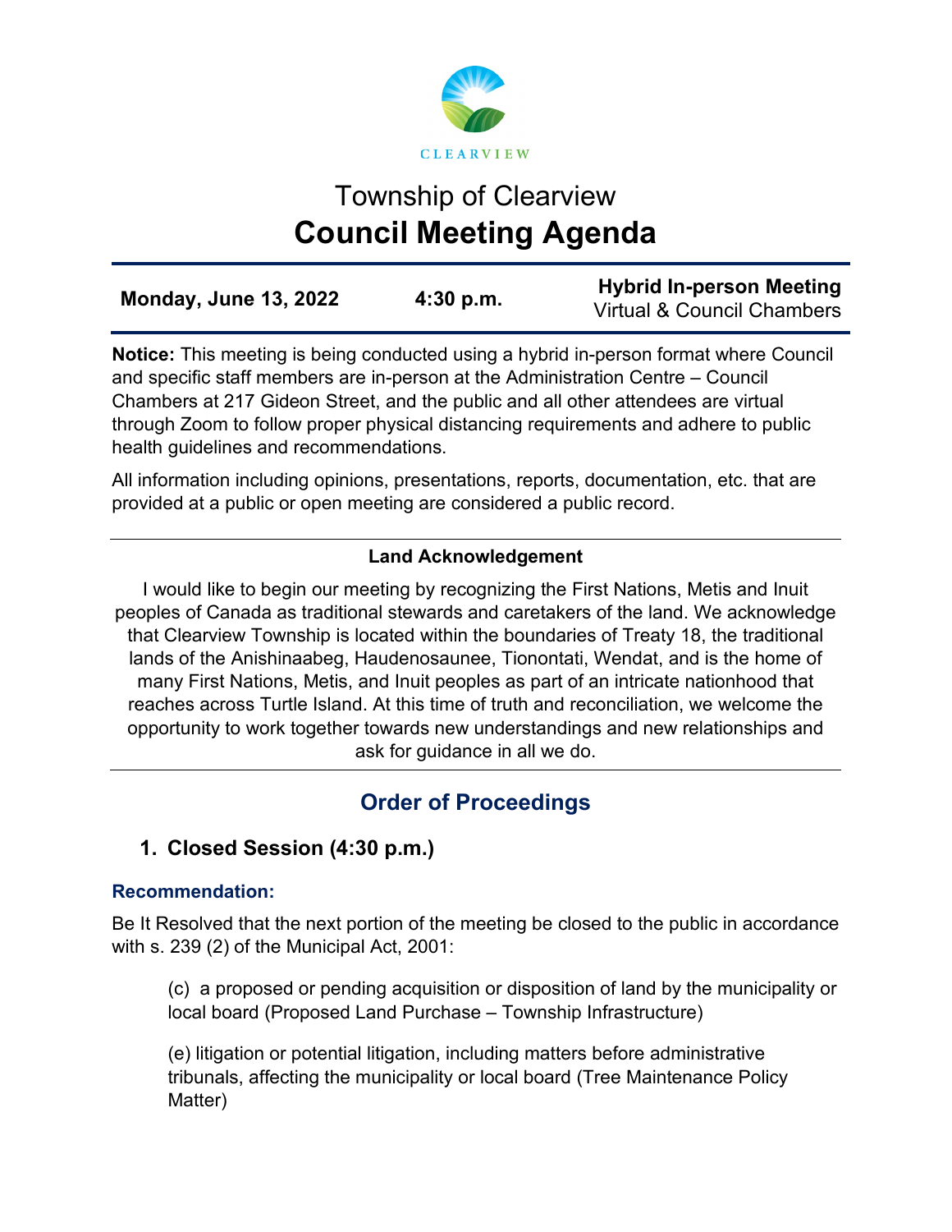CLEARVIEW

# Township of Clearview
# Council Meeting Agenda

| **Monday, June 13, 2022** | **4:30 p.m.** | **Hybrid In-person Meeting** Virtual & Council Chambers |
|---|---|---|

**Notice:** This meeting is being conducted using a hybrid in-person format where Council and specific staff members are in-person at the Administration Centre – Council Chambers at 217 Gideon Street, and the public and all other attendees are virtual through Zoom to follow proper physical distancing requirements and adhere to public health guidelines and recommendations.

All information including opinions, presentations, reports, documentation, etc. that are provided at a public or open meeting are considered a public record.

---

**Land Acknowledgement**

I would like to begin our meeting by recognizing the First Nations, Metis and Inuit peoples of Canada as traditional stewards and caretakers of the land. We acknowledge that Clearview Township is located within the boundaries of Treaty 18, the traditional lands of the Anishinaabeg, Haudenosaunee, Tionontati, Wendat, and is the home of many First Nations, Metis, and Inuit peoples as part of an intricate nationhood that reaches across Turtle Island. At this time of truth and reconciliation, we welcome the opportunity to work together towards new understandings and new relationships and ask for guidance in all we do.

---

## Order of Proceedings

### 1. Closed Session (4:30 p.m.)

**Recommendation:**

Be It Resolved that the next portion of the meeting be closed to the public in accordance with s. 239 (2) of the Municipal Act, 2001:

(c) a proposed or pending acquisition or disposition of land by the municipality or local board (Proposed Land Purchase – Township Infrastructure)

(e) litigation or potential litigation, including matters before administrative tribunals, affecting the municipality or local board (Tree Maintenance Policy Matter)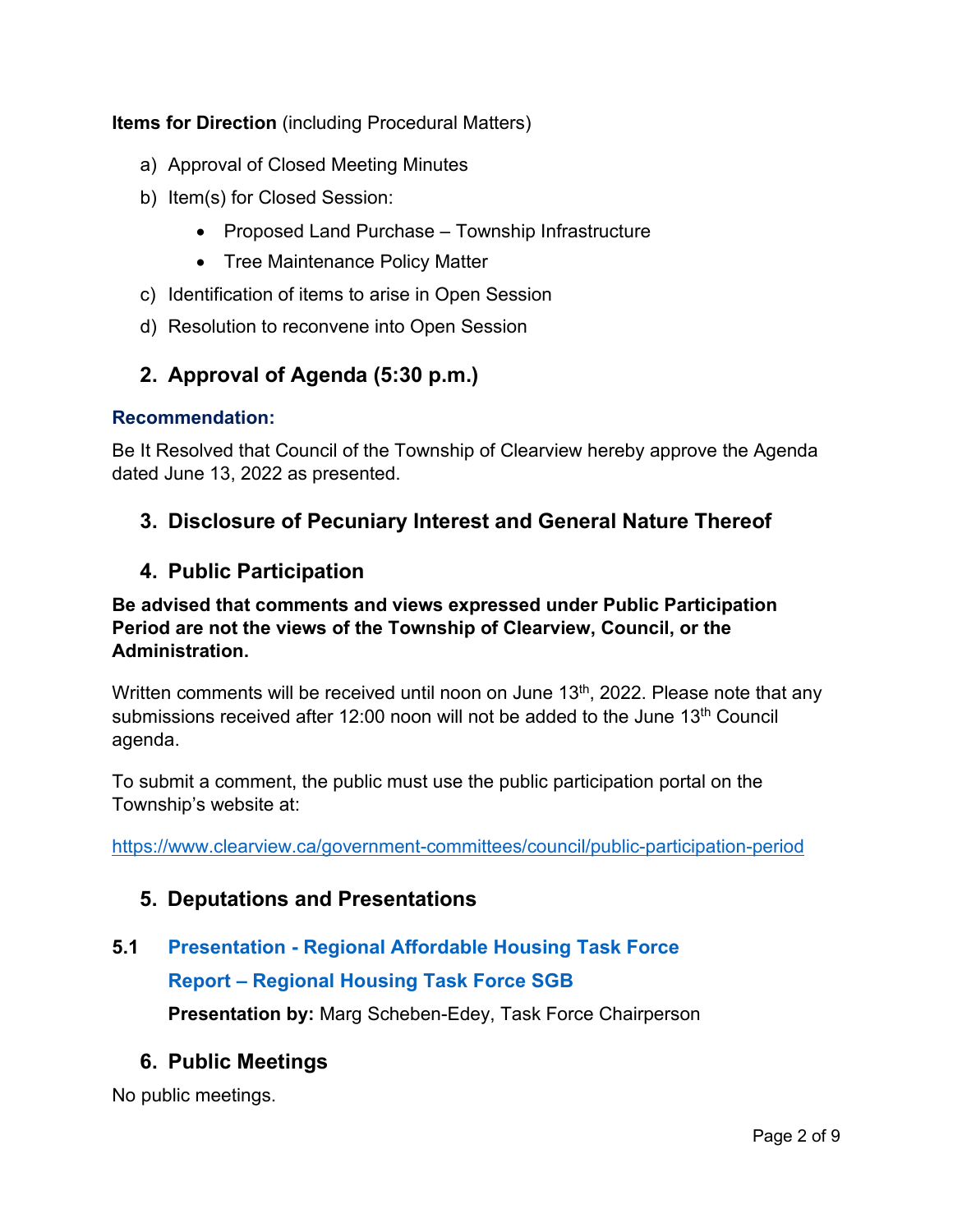**Items for Direction** (including Procedural Matters)

a) Approval of Closed Meeting Minutes

b) Item(s) for Closed Session:

- Proposed Land Purchase – Township Infrastructure
- Tree Maintenance Policy Matter

c) Identification of items to arise in Open Session

d) Resolution to reconvene into Open Session

## 2. Approval of Agenda (5:30 p.m.)

**Recommendation:**

Be It Resolved that Council of the Township of Clearview hereby approve the Agenda dated June 13, 2022 as presented.

## 3. Disclosure of Pecuniary Interest and General Nature Thereof

## 4. Public Participation

**Be advised that comments and views expressed under Public Participation Period are not the views of the Township of Clearview, Council, or the Administration.**

Written comments will be received until noon on June 13th, 2022. Please note that any submissions received after 12:00 noon will not be added to the June 13th Council agenda.

To submit a comment, the public must use the public participation portal on the Township's website at:

https://www.clearview.ca/government-committees/council/public-participation-period

## 5. Deputations and Presentations

### 5.1 Presentation - Regional Affordable Housing Task Force

**Report – Regional Housing Task Force SGB**

**Presentation by:** Marg Scheben-Edey, Task Force Chairperson

## 6. Public Meetings

No public meetings.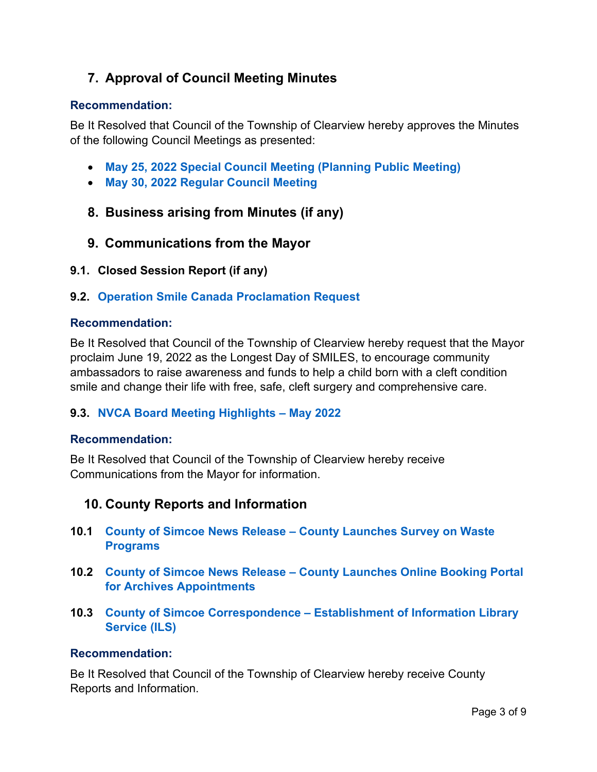## 7. Approval of Council Meeting Minutes

**Recommendation:**

Be It Resolved that Council of the Township of Clearview hereby approves the Minutes of the following Council Meetings as presented:

- **May 25, 2022 Special Council Meeting (Planning Public Meeting)**
- **May 30, 2022 Regular Council Meeting**

## 8. Business arising from Minutes (if any)

## 9. Communications from the Mayor

### 9.1. Closed Session Report (if any)

### 9.2. Operation Smile Canada Proclamation Request

**Recommendation:**

Be It Resolved that Council of the Township of Clearview hereby request that the Mayor proclaim June 19, 2022 as the Longest Day of SMILES, to encourage community ambassadors to raise awareness and funds to help a child born with a cleft condition smile and change their life with free, safe, cleft surgery and comprehensive care.

### 9.3. NVCA Board Meeting Highlights – May 2022

**Recommendation:**

Be It Resolved that Council of the Township of Clearview hereby receive Communications from the Mayor for information.

## 10. County Reports and Information

**10.1 County of Simcoe News Release – County Launches Survey on Waste Programs**

**10.2 County of Simcoe News Release – County Launches Online Booking Portal for Archives Appointments**

**10.3 County of Simcoe Correspondence – Establishment of Information Library Service (ILS)**

**Recommendation:**

Be It Resolved that Council of the Township of Clearview hereby receive County Reports and Information.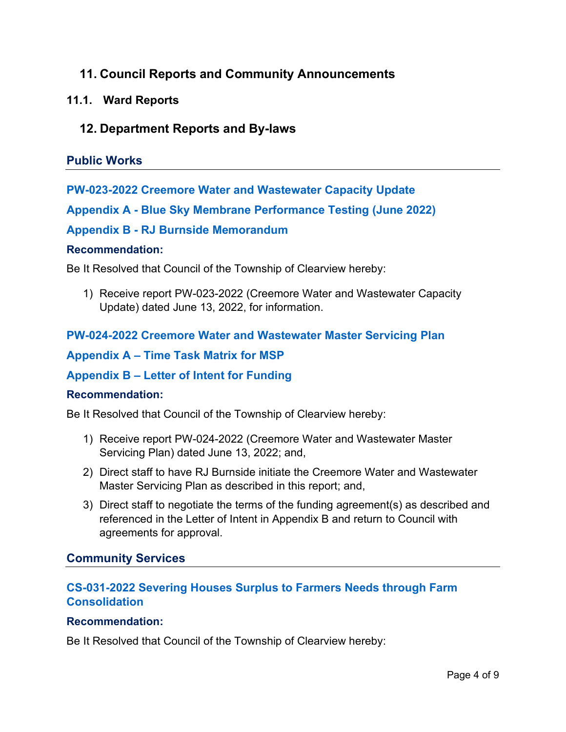## 11. Council Reports and Community Announcements

### 11.1. Ward Reports

## 12. Department Reports and By-laws

### Public Works

**PW-023-2022 Creemore Water and Wastewater Capacity Update**

**Appendix A - Blue Sky Membrane Performance Testing (June 2022)**

**Appendix B - RJ Burnside Memorandum**

**Recommendation:**

Be It Resolved that Council of the Township of Clearview hereby:

1) Receive report PW-023-2022 (Creemore Water and Wastewater Capacity Update) dated June 13, 2022, for information.

**PW-024-2022 Creemore Water and Wastewater Master Servicing Plan**

**Appendix A – Time Task Matrix for MSP**

**Appendix B – Letter of Intent for Funding**

**Recommendation:**

Be It Resolved that Council of the Township of Clearview hereby:

1) Receive report PW-024-2022 (Creemore Water and Wastewater Master Servicing Plan) dated June 13, 2022; and,
2) Direct staff to have RJ Burnside initiate the Creemore Water and Wastewater Master Servicing Plan as described in this report; and,
3) Direct staff to negotiate the terms of the funding agreement(s) as described and referenced in the Letter of Intent in Appendix B and return to Council with agreements for approval.

### Community Services

**CS-031-2022 Severing Houses Surplus to Farmers Needs through Farm Consolidation**

**Recommendation:**

Be It Resolved that Council of the Township of Clearview hereby: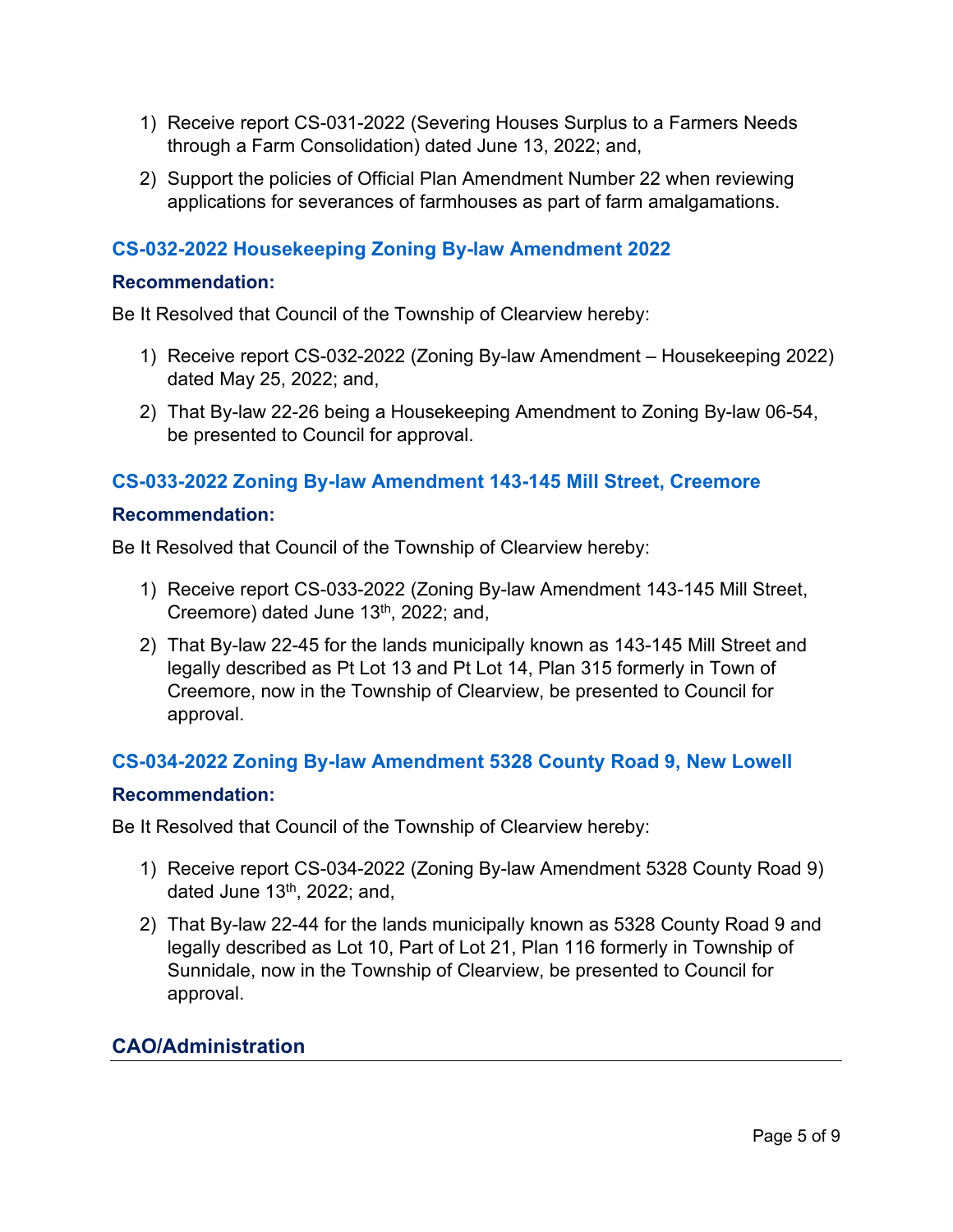1) Receive report CS-031-2022 (Severing Houses Surplus to a Farmers Needs through a Farm Consolidation) dated June 13, 2022; and,
2) Support the policies of Official Plan Amendment Number 22 when reviewing applications for severances of farmhouses as part of farm amalgamations.

### CS-032-2022 Housekeeping Zoning By-law Amendment 2022

**Recommendation:**

Be It Resolved that Council of the Township of Clearview hereby:

1) Receive report CS-032-2022 (Zoning By-law Amendment – Housekeeping 2022) dated May 25, 2022; and,
2) That By-law 22-26 being a Housekeeping Amendment to Zoning By-law 06-54, be presented to Council for approval.

### CS-033-2022 Zoning By-law Amendment 143-145 Mill Street, Creemore

**Recommendation:**

Be It Resolved that Council of the Township of Clearview hereby:

1) Receive report CS-033-2022 (Zoning By-law Amendment 143-145 Mill Street, Creemore) dated June 13th, 2022; and,
2) That By-law 22-45 for the lands municipally known as 143-145 Mill Street and legally described as Pt Lot 13 and Pt Lot 14, Plan 315 formerly in Town of Creemore, now in the Township of Clearview, be presented to Council for approval.

### CS-034-2022 Zoning By-law Amendment 5328 County Road 9, New Lowell

**Recommendation:**

Be It Resolved that Council of the Township of Clearview hereby:

1) Receive report CS-034-2022 (Zoning By-law Amendment 5328 County Road 9) dated June 13th, 2022; and,
2) That By-law 22-44 for the lands municipally known as 5328 County Road 9 and legally described as Lot 10, Part of Lot 21, Plan 116 formerly in Township of Sunnidale, now in the Township of Clearview, be presented to Council for approval.

## CAO/Administration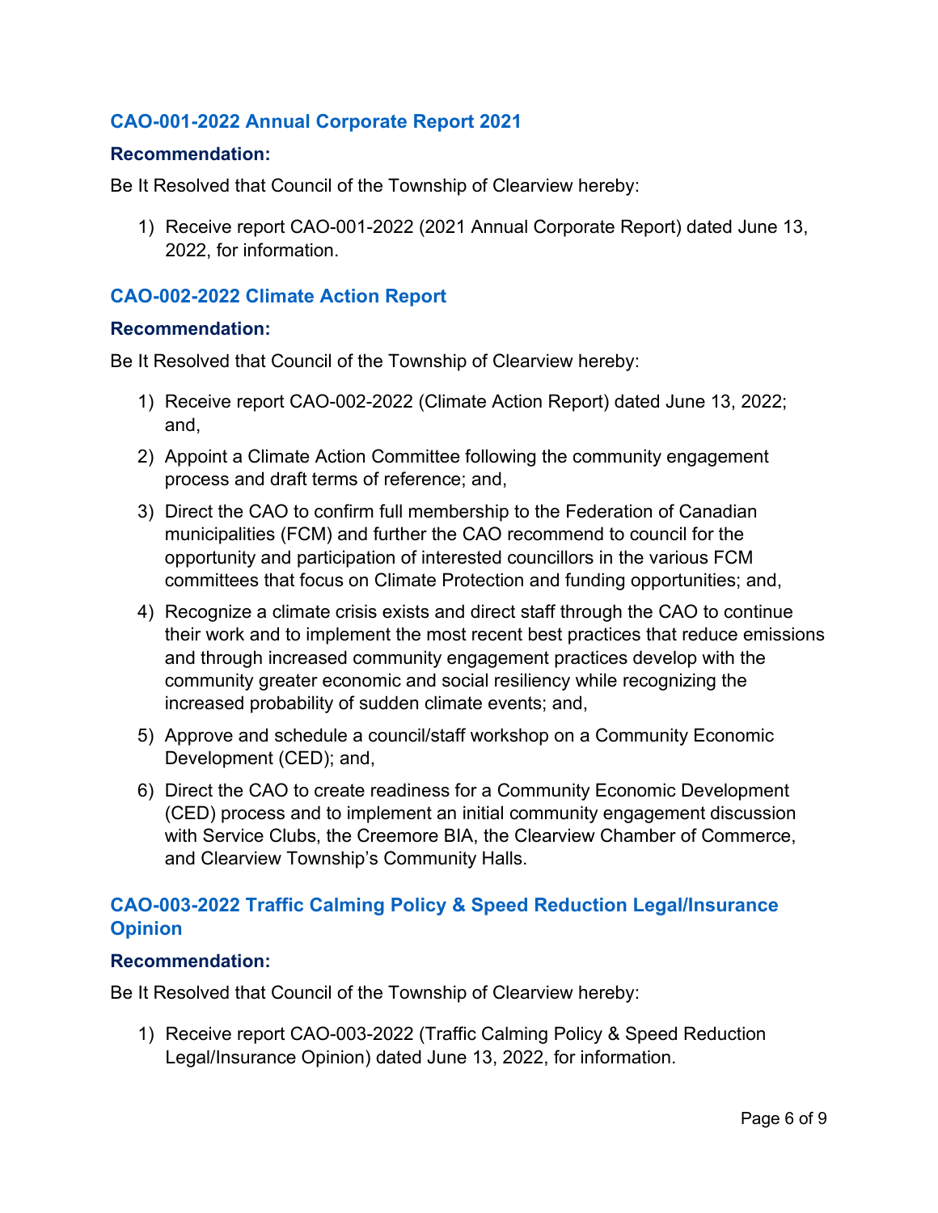### CAO-001-2022 Annual Corporate Report 2021

**Recommendation:**

Be It Resolved that Council of the Township of Clearview hereby:

1) Receive report CAO-001-2022 (2021 Annual Corporate Report) dated June 13, 2022, for information.

### CAO-002-2022 Climate Action Report

**Recommendation:**

Be It Resolved that Council of the Township of Clearview hereby:

1) Receive report CAO-002-2022 (Climate Action Report) dated June 13, 2022; and,
2) Appoint a Climate Action Committee following the community engagement process and draft terms of reference; and,
3) Direct the CAO to confirm full membership to the Federation of Canadian municipalities (FCM) and further the CAO recommend to council for the opportunity and participation of interested councillors in the various FCM committees that focus on Climate Protection and funding opportunities; and,
4) Recognize a climate crisis exists and direct staff through the CAO to continue their work and to implement the most recent best practices that reduce emissions and through increased community engagement practices develop with the community greater economic and social resiliency while recognizing the increased probability of sudden climate events; and,
5) Approve and schedule a council/staff workshop on a Community Economic Development (CED); and,
6) Direct the CAO to create readiness for a Community Economic Development (CED) process and to implement an initial community engagement discussion with Service Clubs, the Creemore BIA, the Clearview Chamber of Commerce, and Clearview Township's Community Halls.

### CAO-003-2022 Traffic Calming Policy & Speed Reduction Legal/Insurance Opinion

**Recommendation:**

Be It Resolved that Council of the Township of Clearview hereby:

1) Receive report CAO-003-2022 (Traffic Calming Policy & Speed Reduction Legal/Insurance Opinion) dated June 13, 2022, for information.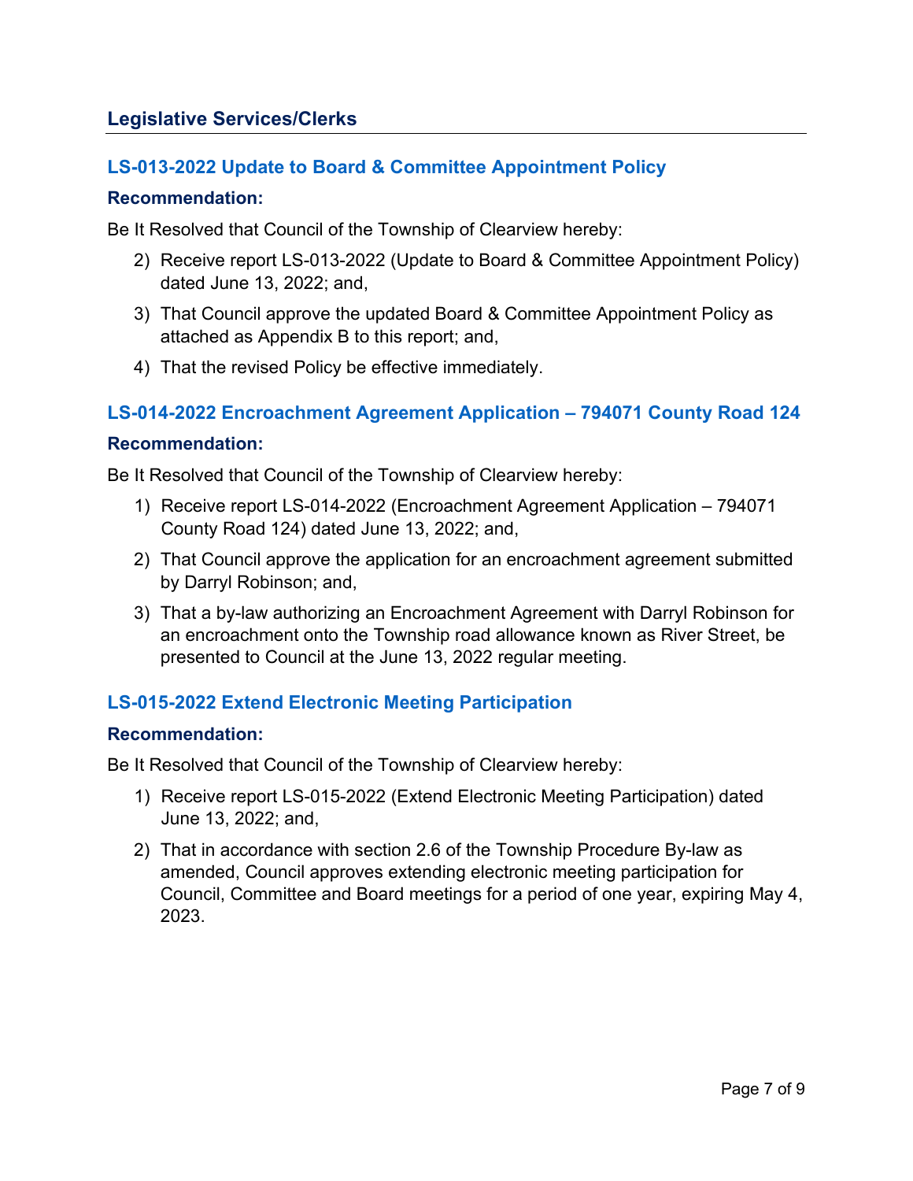## Legislative Services/Clerks

### LS-013-2022 Update to Board & Committee Appointment Policy

**Recommendation:**

Be It Resolved that Council of the Township of Clearview hereby:

2) Receive report LS-013-2022 (Update to Board & Committee Appointment Policy) dated June 13, 2022; and,
3) That Council approve the updated Board & Committee Appointment Policy as attached as Appendix B to this report; and,
4) That the revised Policy be effective immediately.

### LS-014-2022 Encroachment Agreement Application – 794071 County Road 124

**Recommendation:**

Be It Resolved that Council of the Township of Clearview hereby:

1) Receive report LS-014-2022 (Encroachment Agreement Application – 794071 County Road 124) dated June 13, 2022; and,
2) That Council approve the application for an encroachment agreement submitted by Darryl Robinson; and,
3) That a by-law authorizing an Encroachment Agreement with Darryl Robinson for an encroachment onto the Township road allowance known as River Street, be presented to Council at the June 13, 2022 regular meeting.

### LS-015-2022 Extend Electronic Meeting Participation

**Recommendation:**

Be It Resolved that Council of the Township of Clearview hereby:

1) Receive report LS-015-2022 (Extend Electronic Meeting Participation) dated June 13, 2022; and,
2) That in accordance with section 2.6 of the Township Procedure By-law as amended, Council approves extending electronic meeting participation for Council, Committee and Board meetings for a period of one year, expiring May 4, 2023.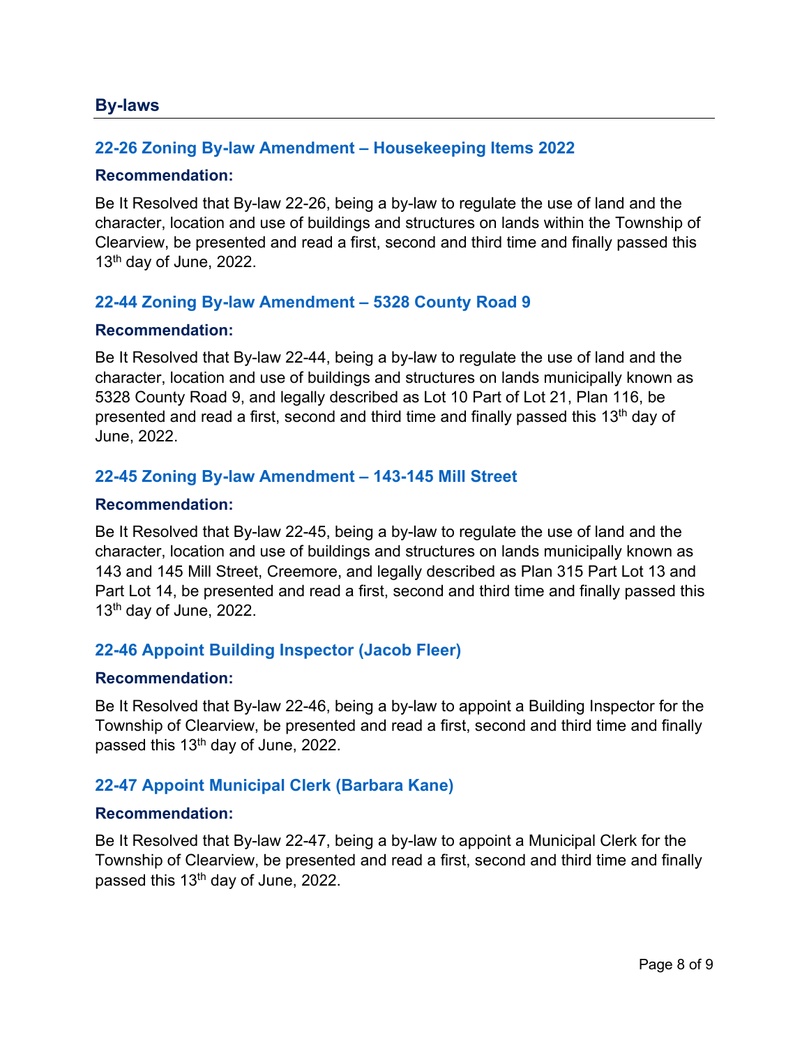## By-laws

### 22-26 Zoning By-law Amendment – Housekeeping Items 2022

**Recommendation:**

Be It Resolved that By-law 22-26, being a by-law to regulate the use of land and the character, location and use of buildings and structures on lands within the Township of Clearview, be presented and read a first, second and third time and finally passed this 13th day of June, 2022.

### 22-44 Zoning By-law Amendment – 5328 County Road 9

**Recommendation:**

Be It Resolved that By-law 22-44, being a by-law to regulate the use of land and the character, location and use of buildings and structures on lands municipally known as 5328 County Road 9, and legally described as Lot 10 Part of Lot 21, Plan 116, be presented and read a first, second and third time and finally passed this 13th day of June, 2022.

### 22-45 Zoning By-law Amendment – 143-145 Mill Street

**Recommendation:**

Be It Resolved that By-law 22-45, being a by-law to regulate the use of land and the character, location and use of buildings and structures on lands municipally known as 143 and 145 Mill Street, Creemore, and legally described as Plan 315 Part Lot 13 and Part Lot 14, be presented and read a first, second and third time and finally passed this 13th day of June, 2022.

### 22-46 Appoint Building Inspector (Jacob Fleer)

**Recommendation:**

Be It Resolved that By-law 22-46, being a by-law to appoint a Building Inspector for the Township of Clearview, be presented and read a first, second and third time and finally passed this 13th day of June, 2022.

### 22-47 Appoint Municipal Clerk (Barbara Kane)

**Recommendation:**

Be It Resolved that By-law 22-47, being a by-law to appoint a Municipal Clerk for the Township of Clearview, be presented and read a first, second and third time and finally passed this 13th day of June, 2022.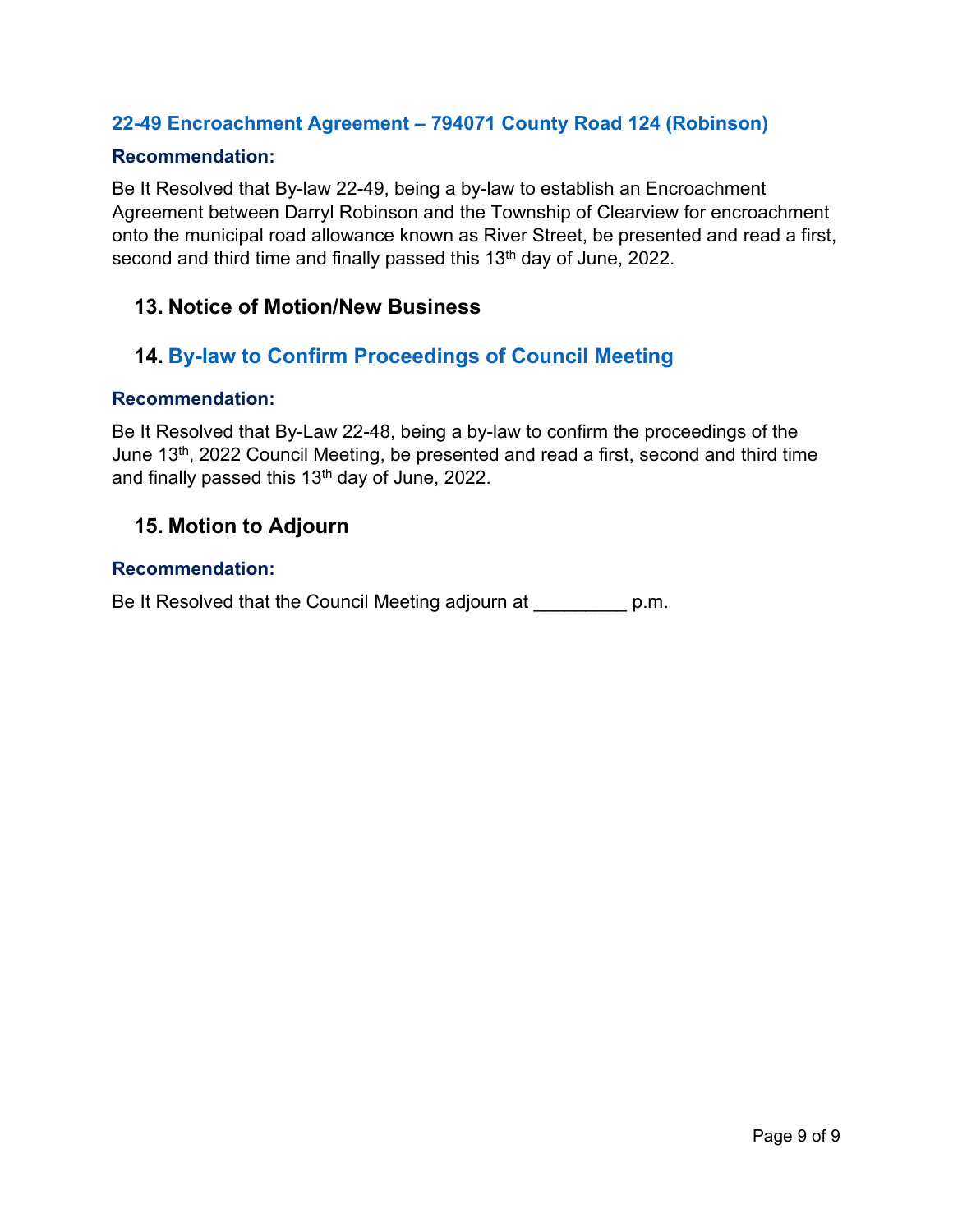### 22-49 Encroachment Agreement – 794071 County Road 124 (Robinson)

**Recommendation:**

Be It Resolved that By-law 22-49, being a by-law to establish an Encroachment Agreement between Darryl Robinson and the Township of Clearview for encroachment onto the municipal road allowance known as River Street, be presented and read a first, second and third time and finally passed this 13th day of June, 2022.

## 13. Notice of Motion/New Business

## 14. By-law to Confirm Proceedings of Council Meeting

**Recommendation:**

Be It Resolved that By-Law 22-48, being a by-law to confirm the proceedings of the June 13th, 2022 Council Meeting, be presented and read a first, second and third time and finally passed this 13th day of June, 2022.

## 15. Motion to Adjourn

**Recommendation:**

Be It Resolved that the Council Meeting adjourn at _________ p.m.